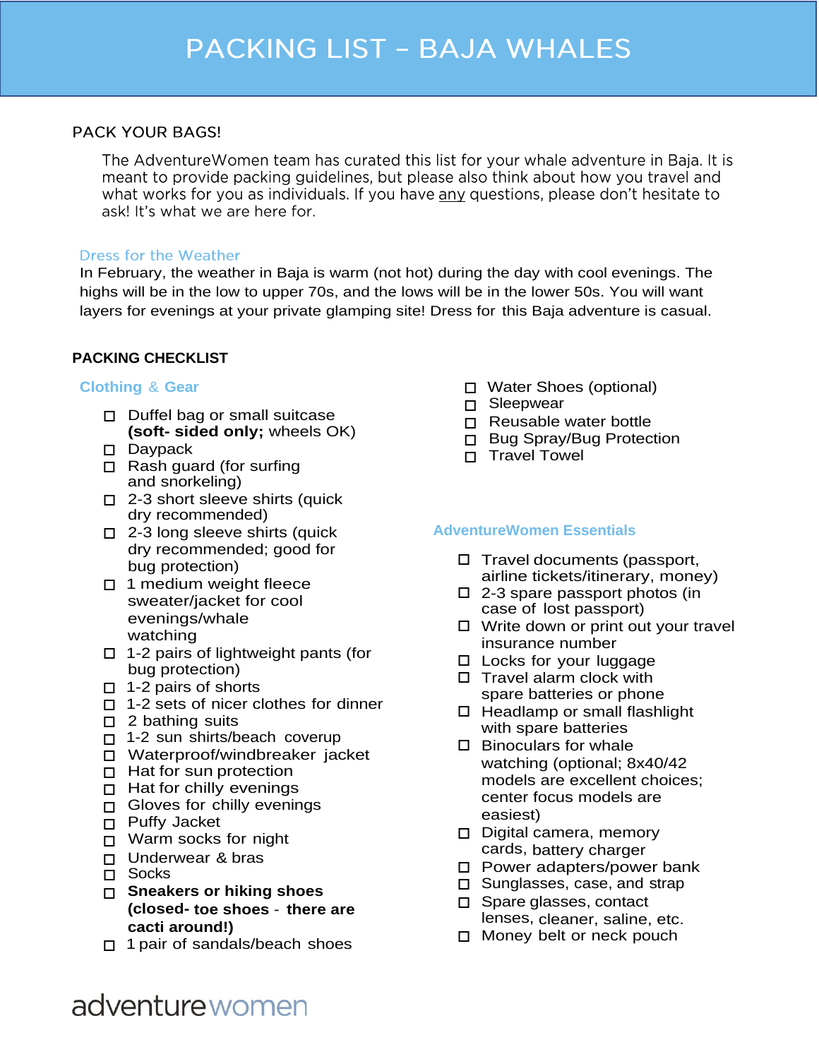# PACKING LIST – BAJA WHALES

## PACK YOUR BAGS!

The AdventureWomen team has curated this list for your whale adventure in Baja. It is meant to provide packing guidelines, but please also think about how you travel and what works for you as individuals. If you have any questions, please don't hesitate to ask! It's what we are here for.

### Dress for the Weather

In February, the weather in Baja is warm (not hot) during the day with cool evenings. The highs will be in the low to upper 70s, and the lows will be in the lower 50s. You will want layers for evenings at your private glamping site! Dress for this Baja adventure is casual.

## PACKING CHECKLIST

### Clothing & Gear

- ☐ Duffel bag or small suitcase **(soft- sided only;** wheels OK)
- ☐ Daypack
- ☐ Rash guard (for surfing and snorkeling)
- ☐ 2-3 short sleeve shirts (quick dry recommended)
- ☐ 2-3 long sleeve shirts (quick dry recommended; good for bug protection)
- ☐ 1 medium weight fleece sweater/jacket for cool evenings/whale watching
- ☐ 1-2 pairs of lightweight pants (for bug protection)
- ☐ 1-2 pairs of shorts
- ☐ 1-2 sets of nicer clothes for dinner
- ☐ 2 bathing suits
- ☐ 1-2 sun shirts/beach coverup
- ☐ Waterproof/windbreaker jacket
- ☐ Hat for sun protection
- ☐ Hat for chilly evenings
- ☐ Gloves for chilly evenings
- ☐ Puffy Jacket
- ☐ Warm socks for night
- ☐ Underwear & bras
- ☐ Socks
- ☐ **Sneakers or hiking shoes (closed- toe shoes - there are cacti around!)**
- ☐ 1 pair of sandals/beach shoes
- ☐ Water Shoes (optional)
- ☐ Sleepwear
- ☐ Reusable water bottle
- ☐ Bug Spray/Bug Protection
- ☐ Travel Towel

### AdventureWomen Essentials

- ☐ Travel documents (passport, airline tickets/itinerary, money)
- ☐ 2-3 spare passport photos (in case of lost passport)
- ☐ Write down or print out your travel insurance number
- ☐ Locks for your luggage
- ☐ Travel alarm clock with spare batteries or phone
- ☐ Headlamp or small flashlight with spare batteries
- ☐ Binoculars for whale watching (optional; 8x40/42 models are excellent choices; center focus models are easiest)
- ☐ Digital camera, memory cards, battery charger
- ☐ Power adapters/power bank
- ☐ Sunglasses, case, and strap
- ☐ Spare glasses, contact lenses, cleaner, saline, etc.
- ☐ Money belt or neck pouch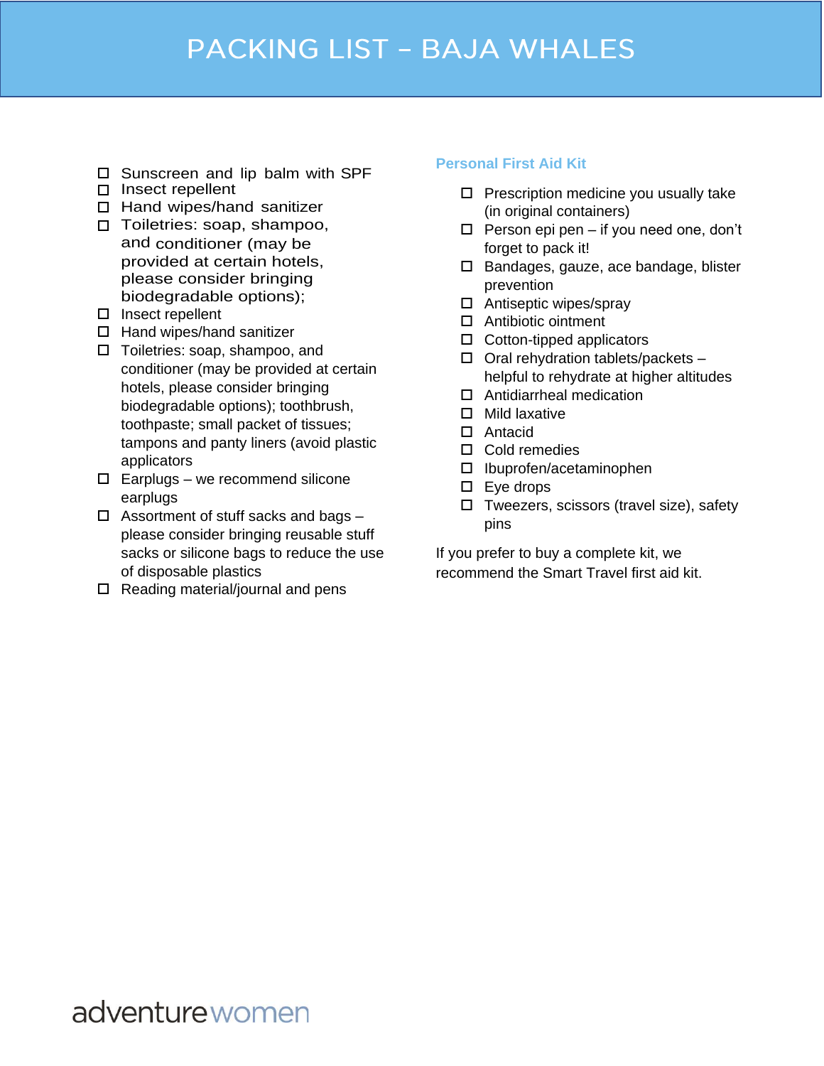# PACKING LIST – BAJA WHALES

- ☐ Sunscreen and lip balm with SPF
- ☐ Insect repellent
- ☐ Hand wipes/hand sanitizer
- ☐ Toiletries: soap, shampoo, and conditioner (may be provided at certain hotels, please consider bringing biodegradable options);
- ☐ Insect repellent
- ☐ Hand wipes/hand sanitizer
- ☐ Toiletries: soap, shampoo, and conditioner (may be provided at certain hotels, please consider bringing biodegradable options); toothbrush, toothpaste; small packet of tissues; tampons and panty liners (avoid plastic applicators
- ☐ Earplugs – we recommend silicone earplugs
- ☐ Assortment of stuff sacks and bags – please consider bringing reusable stuff sacks or silicone bags to reduce the use of disposable plastics
- ☐ Reading material/journal and pens

### Personal First Aid Kit

- ☐ Prescription medicine you usually take (in original containers)
- ☐ Person epi pen – if you need one, don't forget to pack it!
- ☐ Bandages, gauze, ace bandage, blister prevention
- ☐ Antiseptic wipes/spray
- ☐ Antibiotic ointment
- ☐ Cotton-tipped applicators
- ☐ Oral rehydration tablets/packets – helpful to rehydrate at higher altitudes
- ☐ Antidiarrheal medication
- ☐ Mild laxative
- ☐ Antacid
- ☐ Cold remedies
- ☐ Ibuprofen/acetaminophen
- ☐ Eye drops
- ☐ Tweezers, scissors (travel size), safety pins

If you prefer to buy a complete kit, we recommend the Smart Travel first aid kit.